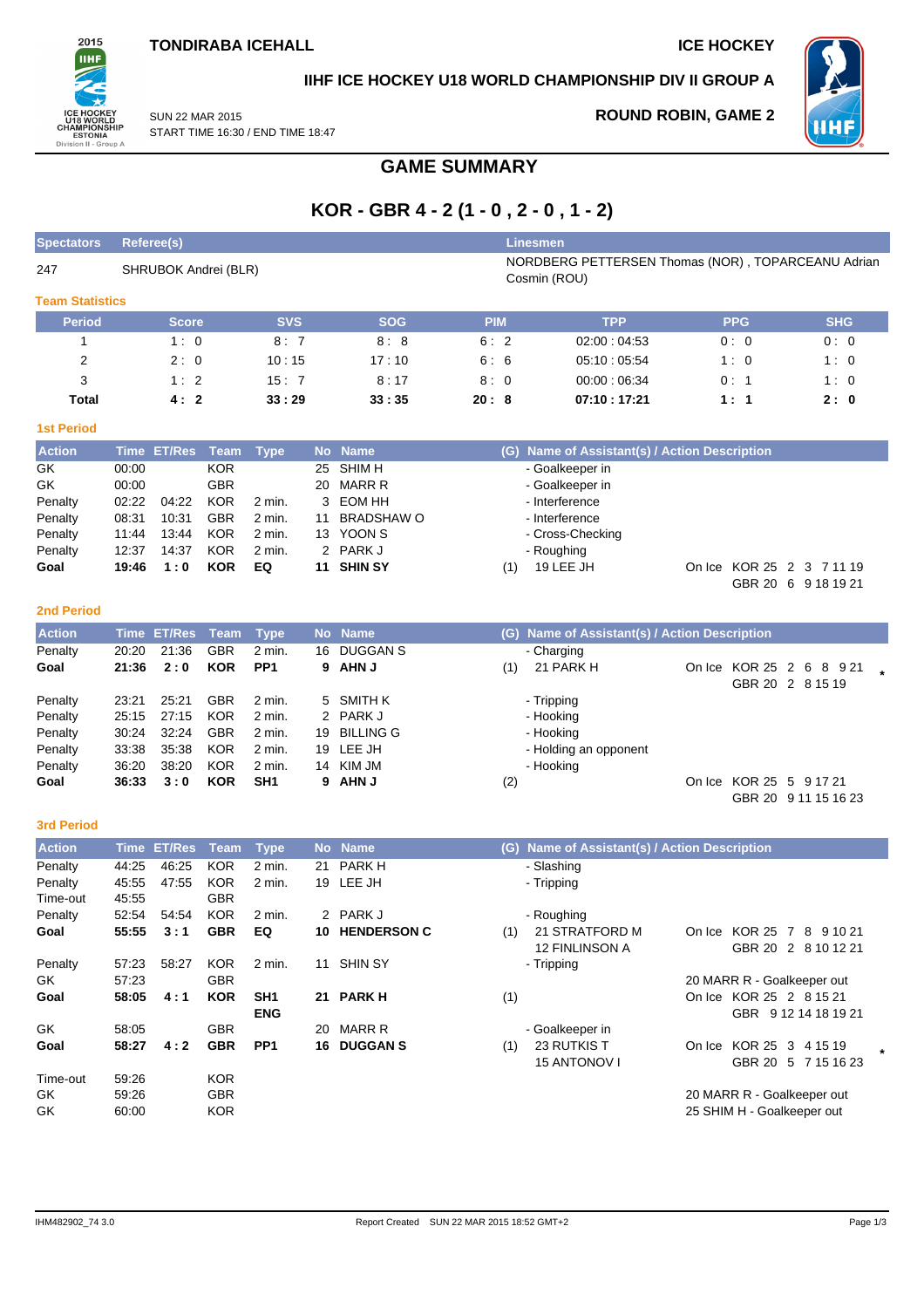TONDIRABA ICEHALL

ICE HOCKEY

IIHF ICE HOCKEY U18 WORLD CHAMPIONSHIP DIV II GROUP A

SUN 22 MAR 2015
START TIME 16:30 / END TIME 18:47

ROUND ROBIN, GAME 2

# GAME SUMMARY

## KOR - GBR 4 - 2 (1 - 0 , 2 - 0 , 1 - 2)

| Spectators | Referee(s) | Linesmen |
|---|---|---|
| 247 | SHRUBOK Andrei (BLR) | NORDBERG PETTERSEN Thomas (NOR) , TOPARCEANU Adrian Cosmin (ROU) |

### Team Statistics

| Period | Score | SVS | SOG | PIM | TPP | PPG | SHG |
|---|---|---|---|---|---|---|---|
| 1 | 1 : 0 | 8 : 7 | 8 : 8 | 6 : 2 | 02:00 : 04:53 | 0 : 0 | 0 : 0 |
| 2 | 2 : 0 | 10 : 15 | 17 : 10 | 6 : 6 | 05:10 : 05:54 | 1 : 0 | 1 : 0 |
| 3 | 1 : 2 | 15 : 7 | 8 : 17 | 8 : 0 | 00:00 : 06:34 | 0 : 1 | 1 : 0 |
| **Total** | **4 : 2** | **33 : 29** | **33 : 35** | **20 : 8** | **07:10 : 17:21** | **1 : 1** | **2 : 0** |

### 1st Period

| Action | Time | ET/Res | Team | Type | No | Name | (G) | Name of Assistant(s) / Action Description | |
|---|---|---|---|---|---|---|---|---|---|
| GK | 00:00 | | KOR | | 25 | SHIM H | | - Goalkeeper in | |
| GK | 00:00 | | GBR | | 20 | MARR R | | - Goalkeeper in | |
| Penalty | 02:22 | 04:22 | KOR | 2 min. | 3 | EOM HH | | - Interference | |
| Penalty | 08:31 | 10:31 | GBR | 2 min. | 11 | BRADSHAW O | | - Interference | |
| Penalty | 11:44 | 13:44 | KOR | 2 min. | 13 | YOON S | | - Cross-Checking | |
| Penalty | 12:37 | 14:37 | KOR | 2 min. | 2 | PARK J | | - Roughing | |
| **Goal** | **19:46** | **1 : 0** | **KOR** | **EQ** | **11** | **SHIN SY** | (1) | 19 LEE JH | On Ice KOR 25 2 3 7 11 19<br>GBR 20 6 9 18 19 21 |

### 2nd Period

| Action | Time | ET/Res | Team | Type | No | Name | (G) | Name of Assistant(s) / Action Description | |
|---|---|---|---|---|---|---|---|---|---|
| Penalty | 20:20 | 21:36 | GBR | 2 min. | 16 | DUGGAN S | | - Charging | |
| **Goal** | **21:36** | **2 : 0** | **KOR** | **PP1** | **9** | **AHN J** | (1) | 21 PARK H | On Ice KOR 25 2 6 8 9 21<br>GBR 20 2 8 15 19 * |
| Penalty | 23:21 | 25:21 | GBR | 2 min. | 5 | SMITH K | | - Tripping | |
| Penalty | 25:15 | 27:15 | KOR | 2 min. | 2 | PARK J | | - Hooking | |
| Penalty | 30:24 | 32:24 | GBR | 2 min. | 19 | BILLING G | | - Hooking | |
| Penalty | 33:38 | 35:38 | KOR | 2 min. | 19 | LEE JH | | - Holding an opponent | |
| Penalty | 36:20 | 38:20 | KOR | 2 min. | 14 | KIM JM | | - Hooking | |
| **Goal** | **36:33** | **3 : 0** | **KOR** | **SH1** | **9** | **AHN J** | (2) | | On Ice KOR 25 5 9 17 21<br>GBR 20 9 11 15 16 23 |

### 3rd Period

| Action | Time | ET/Res | Team | Type | No | Name | (G) | Name of Assistant(s) / Action Description | |
|---|---|---|---|---|---|---|---|---|---|
| Penalty | 44:25 | 46:25 | KOR | 2 min. | 21 | PARK H | | - Slashing | |
| Penalty | 45:55 | 47:55 | KOR | 2 min. | 19 | LEE JH | | - Tripping | |
| Time-out | 45:55 | | GBR | | | | | | |
| Penalty | 52:54 | 54:54 | KOR | 2 min. | 2 | PARK J | | - Roughing | |
| **Goal** | **55:55** | **3 : 1** | **GBR** | **EQ** | **10** | **HENDERSON C** | (1) | 21 STRATFORD M<br>12 FINLINSON A | On Ice KOR 25 7 8 9 10 21<br>GBR 20 2 8 10 12 21 |
| Penalty | 57:23 | 58:27 | KOR | 2 min. | 11 | SHIN SY | | - Tripping | |
| GK | 57:23 | | GBR | | | | | | 20 MARR R - Goalkeeper out |
| **Goal** | **58:05** | **4 : 1** | **KOR** | **SH1<br>ENG** | **21** | **PARK H** | (1) | | On Ice KOR 25 2 8 15 21<br>GBR 9 12 14 18 19 21 |
| GK | 58:05 | | GBR | | 20 | MARR R | | - Goalkeeper in | |
| **Goal** | **58:27** | **4 : 2** | **GBR** | **PP1** | **16** | **DUGGAN S** | (1) | 23 RUTKIS T<br>15 ANTONOV I | On Ice KOR 25 3 4 15 19<br>GBR 20 5 7 15 16 23 * |
| Time-out | 59:26 | | KOR | | | | | | |
| GK | 59:26 | | GBR | | | | | | 20 MARR R - Goalkeeper out |
| GK | 60:00 | | KOR | | | | | | 25 SHIM H - Goalkeeper out |

IHM482902_74 3.0 Report Created SUN 22 MAR 2015 18:52 GMT+2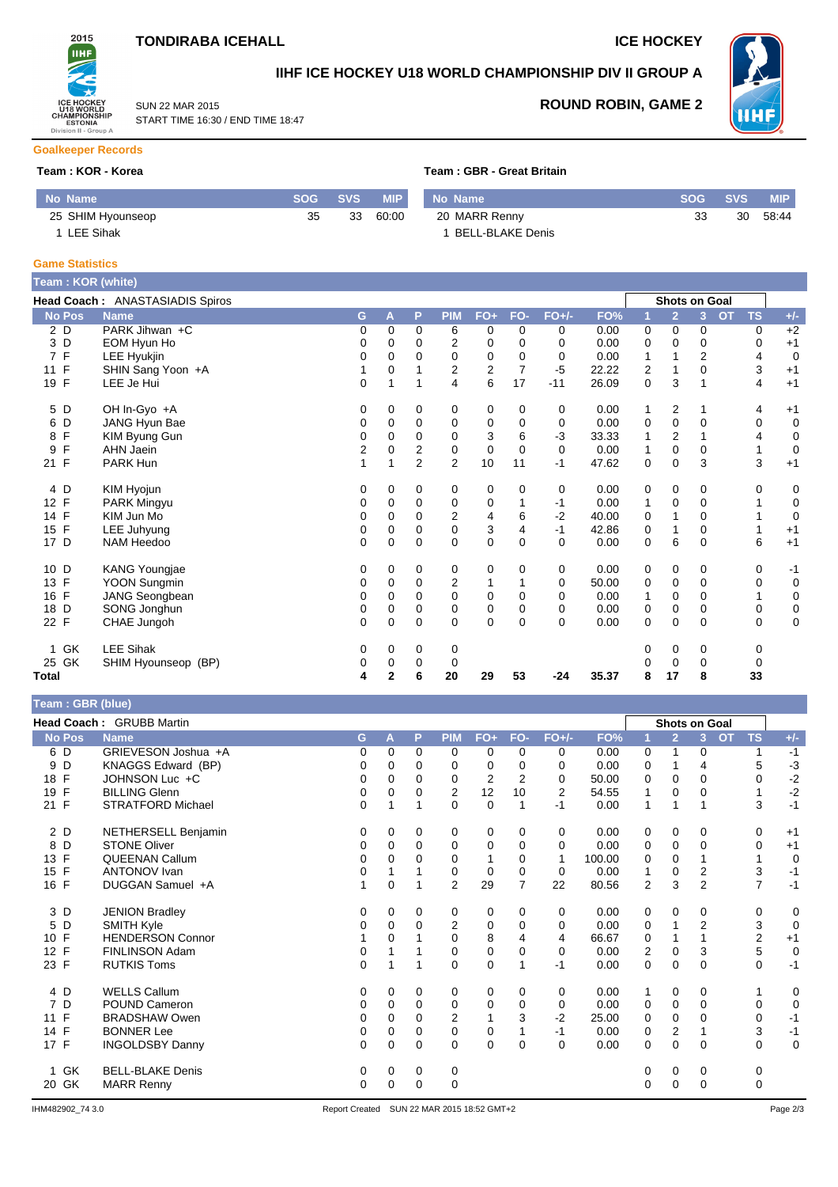**TONDIRABA ICEHALL** **ICE HOCKEY**

# IIHF ICE HOCKEY U18 WORLD CHAMPIONSHIP DIV II GROUP A

SUN 22 MAR 2015
START TIME 16:30 / END TIME 18:47

**ROUND ROBIN, GAME 2**

## Goalkeeper Records

**Team : KOR - Korea**

| No | Name | SOG | SVS | MIP |
|---|---|---|---|---|
| 25 | SHIM Hyounseop | 35 | 33 | 60:00 |
| 1 | LEE Sihak | | | |

**Team : GBR - Great Britain**

| No | Name | SOG | SVS | MIP |
|---|---|---|---|---|
| 20 | MARR Renny | 33 | 30 | 58:44 |
| 1 | BELL-BLAKE Denis | | | |

## Game Statistics

**Team : KOR (white)**

**Head Coach :** ANASTASIADIS Spiros

| No | Pos | Name | G | A | P | PIM | FO+ | FO- | FO+/- | FO% | 1 | 2 | 3 | OT | TS | +/- |
|---|---|---|---|---|---|---|---|---|---|---|---|---|---|---|---|---|
| 2 | D | PARK Jihwan +C | 0 | 0 | 0 | 6 | 0 | 0 | 0 | 0.00 | 0 | 0 | 0 | | 0 | +2 |
| 3 | D | EOM Hyun Ho | 0 | 0 | 0 | 2 | 0 | 0 | 0 | 0.00 | 0 | 0 | 0 | | 0 | +1 |
| 7 | F | LEE Hyukjin | 0 | 0 | 0 | 0 | 0 | 0 | 0 | 0.00 | 1 | 1 | 2 | | 4 | 0 |
| 11 | F | SHIN Sang Yoon +A | 1 | 0 | 1 | 2 | 2 | 7 | -5 | 22.22 | 2 | 1 | 0 | | 3 | +1 |
| 19 | F | LEE Je Hui | 0 | 1 | 1 | 4 | 6 | 17 | -11 | 26.09 | 0 | 3 | 1 | | 4 | +1 |
| 5 | D | OH In-Gyo +A | 0 | 0 | 0 | 0 | 0 | 0 | 0 | 0.00 | 1 | 2 | 1 | | 4 | +1 |
| 6 | D | JANG Hyun Bae | 0 | 0 | 0 | 0 | 0 | 0 | 0 | 0.00 | 0 | 0 | 0 | | 0 | 0 |
| 8 | F | KIM Byung Gun | 0 | 0 | 0 | 0 | 3 | 6 | -3 | 33.33 | 1 | 2 | 1 | | 4 | 0 |
| 9 | F | AHN Jaein | 2 | 0 | 2 | 0 | 0 | 0 | 0 | 0.00 | 1 | 0 | 0 | | 1 | 0 |
| 21 | F | PARK Hun | 1 | 1 | 2 | 2 | 10 | 11 | -1 | 47.62 | 0 | 0 | 3 | | 3 | +1 |
| 4 | D | KIM Hyojun | 0 | 0 | 0 | 0 | 0 | 0 | 0 | 0.00 | 0 | 0 | 0 | | 0 | 0 |
| 12 | F | PARK Mingyu | 0 | 0 | 0 | 0 | 0 | 1 | -1 | 0.00 | 1 | 0 | 0 | | 1 | 0 |
| 14 | F | KIM Jun Mo | 0 | 0 | 0 | 2 | 4 | 6 | -2 | 40.00 | 0 | 1 | 0 | | 1 | 0 |
| 15 | F | LEE Juhyung | 0 | 0 | 0 | 0 | 3 | 4 | -1 | 42.86 | 0 | 1 | 0 | | 1 | +1 |
| 17 | D | NAM Heedoo | 0 | 0 | 0 | 0 | 0 | 0 | 0 | 0.00 | 0 | 6 | 0 | | 6 | +1 |
| 10 | D | KANG Youngjae | 0 | 0 | 0 | 0 | 0 | 0 | 0 | 0.00 | 0 | 0 | 0 | | 0 | -1 |
| 13 | F | YOON Sungmin | 0 | 0 | 0 | 2 | 1 | 1 | 0 | 50.00 | 0 | 0 | 0 | | 0 | 0 |
| 16 | F | JANG Seongbean | 0 | 0 | 0 | 0 | 0 | 0 | 0 | 0.00 | 1 | 0 | 0 | | 1 | 0 |
| 18 | D | SONG Jonghun | 0 | 0 | 0 | 0 | 0 | 0 | 0 | 0.00 | 0 | 0 | 0 | | 0 | 0 |
| 22 | F | CHAE Jungoh | 0 | 0 | 0 | 0 | 0 | 0 | 0 | 0.00 | 0 | 0 | 0 | | 0 | 0 |
| 1 | GK | LEE Sihak | 0 | 0 | 0 | 0 | | | | | 0 | 0 | 0 | | 0 | |
| 25 | GK | SHIM Hyounseop (BP) | 0 | 0 | 0 | 0 | | | | | 0 | 0 | 0 | | 0 | |
| **Total** | | | **4** | **2** | **6** | **20** | **29** | **53** | **-24** | **35.37** | **8** | **17** | **8** | | **33** | |

**Team : GBR (blue)**

**Head Coach :** GRUBB Martin

| No | Pos | Name | G | A | P | PIM | FO+ | FO- | FO+/- | FO% | 1 | 2 | 3 | OT | TS | +/- |
|---|---|---|---|---|---|---|---|---|---|---|---|---|---|---|---|---|
| 6 | D | GRIEVESON Joshua +A | 0 | 0 | 0 | 0 | 0 | 0 | 0 | 0.00 | 0 | 1 | 0 | | 1 | -1 |
| 9 | D | KNAGGS Edward (BP) | 0 | 0 | 0 | 0 | 0 | 0 | 0 | 0.00 | 0 | 1 | 4 | | 5 | -3 |
| 18 | F | JOHNSON Luc +C | 0 | 0 | 0 | 0 | 2 | 2 | 0 | 50.00 | 0 | 0 | 0 | | 0 | -2 |
| 19 | F | BILLING Glenn | 0 | 0 | 0 | 2 | 12 | 10 | 2 | 54.55 | 1 | 0 | 0 | | 1 | -2 |
| 21 | F | STRATFORD Michael | 0 | 1 | 1 | 0 | 0 | 1 | -1 | 0.00 | 1 | 1 | 1 | | 3 | -1 |
| 2 | D | NETHERSELL Benjamin | 0 | 0 | 0 | 0 | 0 | 0 | 0 | 0.00 | 0 | 0 | 0 | | 0 | +1 |
| 8 | D | STONE Oliver | 0 | 0 | 0 | 0 | 0 | 0 | 0 | 0.00 | 0 | 0 | 0 | | 0 | +1 |
| 13 | F | QUEENAN Callum | 0 | 0 | 0 | 0 | 1 | 0 | 1 | 100.00 | 0 | 0 | 1 | | 1 | 0 |
| 15 | F | ANTONOV Ivan | 0 | 1 | 1 | 0 | 0 | 0 | 0 | 0.00 | 1 | 0 | 2 | | 3 | -1 |
| 16 | F | DUGGAN Samuel +A | 1 | 0 | 1 | 2 | 29 | 7 | 22 | 80.56 | 2 | 3 | 2 | | 7 | -1 |
| 3 | D | JENION Bradley | 0 | 0 | 0 | 0 | 0 | 0 | 0 | 0.00 | 0 | 0 | 0 | | 0 | 0 |
| 5 | D | SMITH Kyle | 0 | 0 | 0 | 2 | 0 | 0 | 0 | 0.00 | 0 | 1 | 2 | | 3 | 0 |
| 10 | F | HENDERSON Connor | 1 | 0 | 1 | 0 | 8 | 4 | 4 | 66.67 | 0 | 1 | 1 | | 2 | +1 |
| 12 | F | FINLINSON Adam | 0 | 1 | 1 | 0 | 0 | 0 | 0 | 0.00 | 2 | 0 | 3 | | 5 | 0 |
| 23 | F | RUTKIS Toms | 0 | 1 | 1 | 0 | 0 | 1 | -1 | 0.00 | 0 | 0 | 0 | | 0 | -1 |
| 4 | D | WELLS Callum | 0 | 0 | 0 | 0 | 0 | 0 | 0 | 0.00 | 1 | 0 | 0 | | 1 | 0 |
| 7 | D | POUND Cameron | 0 | 0 | 0 | 0 | 0 | 0 | 0 | 0.00 | 0 | 0 | 0 | | 0 | 0 |
| 11 | F | BRADSHAW Owen | 0 | 0 | 0 | 2 | 1 | 3 | -2 | 25.00 | 0 | 0 | 0 | | 0 | -1 |
| 14 | F | BONNER Lee | 0 | 0 | 0 | 0 | 0 | 1 | -1 | 0.00 | 0 | 2 | 1 | | 3 | -1 |
| 17 | F | INGOLDSBY Danny | 0 | 0 | 0 | 0 | 0 | 0 | 0 | 0.00 | 0 | 0 | 0 | | 0 | 0 |
| 1 | GK | BELL-BLAKE Denis | 0 | 0 | 0 | 0 | | | | | 0 | 0 | 0 | | 0 | |
| 20 | GK | MARR Renny | 0 | 0 | 0 | 0 | | | | | 0 | 0 | 0 | | 0 | |

IHM482902_74 3.0 Report Created SUN 22 MAR 2015 18:52 GMT+2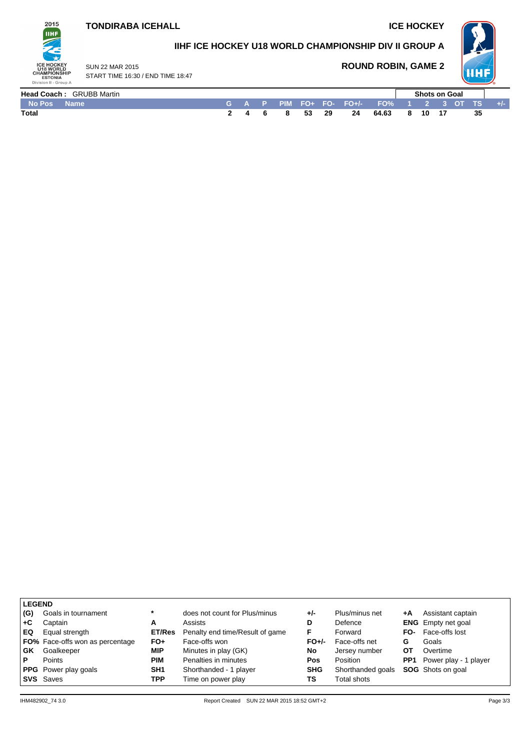**TONDIRABA ICEHALL** **ICE HOCKEY**

### IIHF ICE HOCKEY U18 WORLD CHAMPIONSHIP DIV II GROUP A

SUN 22 MAR 2015
START TIME 16:30 / END TIME 18:47

**ROUND ROBIN, GAME 2**

**Head Coach :** GRUBB Martin

| No | Pos | Name | G | A | P | PIM | FO+ | FO- | FO+/- | FO% | Shots on Goal 1 | 2 | 3 | OT | TS | +/- |
|---|---|---|---|---|---|---|---|---|---|---|---|---|---|---|---|---|
| **Total** | | | 2 | 4 | 6 | 8 | 53 | 29 | 24 | 64.63 | 8 | 10 | 17 | | 35 | |

| LEGEND | | | | | | | |
|---|---|---|---|---|---|---|---|
| (G) | Goals in tournament | * | does not count for Plus/minus | +/- | Plus/minus net | +A | Assistant captain |
| +C | Captain | A | Assists | D | Defence | ENG | Empty net goal |
| EQ | Equal strength | ET/Res | Penalty end time/Result of game | F | Forward | FO- | Face-offs lost |
| FO% | Face-offs won as percentage | FO+ | Face-offs won | FO+/- | Face-offs net | G | Goals |
| GK | Goalkeeper | MIP | Minutes in play (GK) | No | Jersey number | OT | Overtime |
| P | Points | PIM | Penalties in minutes | Pos | Position | PP1 | Power play - 1 player |
| PPG | Power play goals | SH1 | Shorthanded - 1 player | SHG | Shorthanded goals | SOG | Shots on goal |
| SVS | Saves | TPP | Time on power play | TS | Total shots | | |

IHM482902_74 3.0 Report Created SUN 22 MAR 2015 18:52 GMT+2